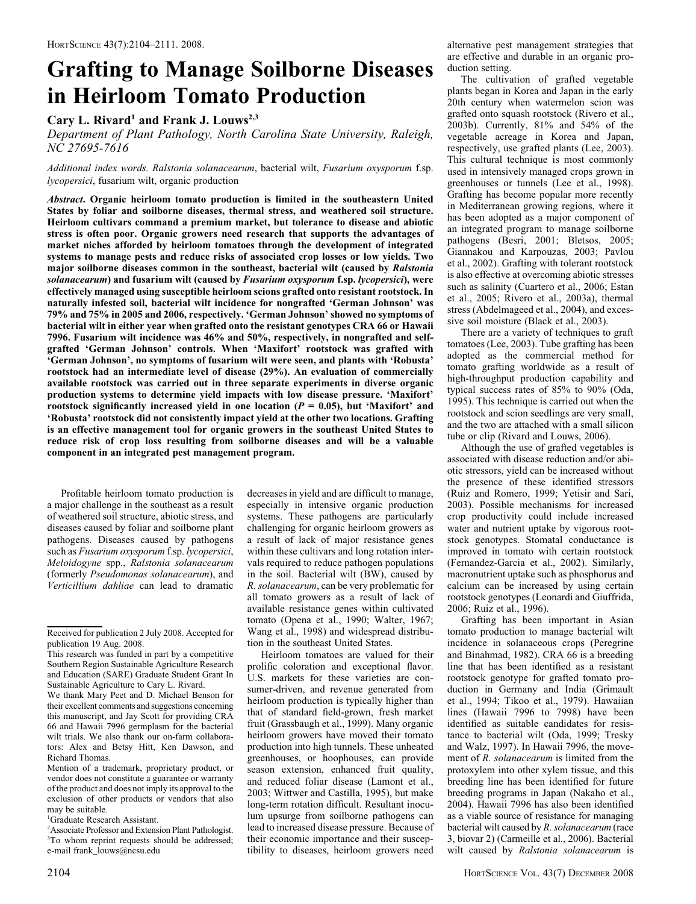# Grafting to Manage Soilborne Diseases in Heirloom Tomato Production

**Cary L. Rivard[1] and Frank J. Louws[2,3]**

*Department of Plant Pathology, North Carolina State University, Raleigh, NC 27695-7616*

*Additional index words.* *Ralstonia solanacearum*, bacterial wilt, *Fusarium oxysporum* f.sp. *lycopersici*, fusarium wilt, organic production

***Abstract.*** **Organic heirloom tomato production is limited in the southeastern United States by foliar and soilborne diseases, thermal stress, and weathered soil structure. Heirloom cultivars command a premium market, but tolerance to disease and abiotic stress is often poor. Organic growers need research that supports the advantages of market niches afforded by heirloom tomatoes through the development of integrated systems to manage pests and reduce risks of associated crop losses or low yields. Two major soilborne diseases common in the southeast, bacterial wilt (caused by *Ralstonia solanacearum*) and fusarium wilt (caused by *Fusarium oxysporum* f.sp. *lycopersici*), were effectively managed using susceptible heirloom scions grafted onto resistant rootstock. In naturally infested soil, bacterial wilt incidence for nongrafted 'German Johnson' was 79% and 75% in 2005 and 2006, respectively. 'German Johnson' showed no symptoms of bacterial wilt in either year when grafted onto the resistant genotypes CRA 66 or Hawaii 7996. Fusarium wilt incidence was 46% and 50%, respectively, in nongrafted and self-grafted 'German Johnson' controls. When 'Maxifort' rootstock was grafted with 'German Johnson', no symptoms of fusarium wilt were seen, and plants with 'Robusta' rootstock had an intermediate level of disease (29%). An evaluation of commercially available rootstock was carried out in three separate experiments in diverse organic production systems to determine yield impacts with low disease pressure. 'Maxifort' rootstock significantly increased yield in one location ($P = 0.05$), but 'Maxifort' and 'Robusta' rootstock did not consistently impact yield at the other two locations. Grafting is an effective management tool for organic growers in the southeast United States to reduce risk of crop loss resulting from soilborne diseases and will be a valuable component in an integrated pest management program.**

Profitable heirloom tomato production is a major challenge in the southeast as a result of weathered soil structure, abiotic stress, and diseases caused by foliar and soilborne plant pathogens. Diseases caused by pathogens such as *Fusarium oxysporum* f.sp. *lycopersici*, *Meloidogyne* spp., *Ralstonia solanacearum* (formerly *Pseudomonas solanacearum*), and *Verticillium dahliae* can lead to dramatic decreases in yield and are difficult to manage, especially in intensive organic production systems. These pathogens are particularly challenging for organic heirloom growers as a result of lack of major resistance genes within these cultivars and long rotation intervals required to reduce pathogen populations in the soil. Bacterial wilt (BW), caused by *R. solanacearum*, can be very problematic for all tomato growers as a result of lack of available resistance genes within cultivated tomato (Opena et al., 1990; Walter, 1967; Wang et al., 1998) and widespread distribution in the southeast United States.

Heirloom tomatoes are valued for their prolific coloration and exceptional flavor. U.S. markets for these varieties are consumer-driven, and revenue generated from heirloom production is typically higher than that of standard field-grown, fresh market fruit (Grassbaugh et al., 1999). Many organic heirloom growers have moved their tomato production into high tunnels. These unheated greenhouses, or hoophouses, can provide season extension, enhanced fruit quality, and reduced foliar disease (Lamont et al., 2003; Wittwer and Castilla, 1995), but make long-term rotation difficult. Resultant inoculum upsurge from soilborne pathogens can lead to increased disease pressure. Because of their economic importance and their susceptibility to diseases, heirloom growers need alternative pest management strategies that are effective and durable in an organic production setting.

The cultivation of grafted vegetable plants began in Korea and Japan in the early 20th century when watermelon scion was grafted onto squash rootstock (Rivero et al., 2003b). Currently, 81% and 54% of the vegetable acreage in Korea and Japan, respectively, use grafted plants (Lee, 2003). This cultural technique is most commonly used in intensively managed crops grown in greenhouses or tunnels (Lee et al., 1998). Grafting has become popular more recently in Mediterranean growing regions, where it has been adopted as a major component of an integrated program to manage soilborne pathogens (Besri, 2001; Bletsos, 2005; Giannakou and Karpouzas, 2003; Pavlou et al., 2002). Grafting with tolerant rootstock is also effective at overcoming abiotic stresses such as salinity (Cuartero et al., 2006; Estan et al., 2005; Rivero et al., 2003a), thermal stress (Abdelmageed et al., 2004), and excessive soil moisture (Black et al., 2003).

There are a variety of techniques to graft tomatoes (Lee, 2003). Tube grafting has been adopted as the commercial method for tomato grafting worldwide as a result of high-throughput production capability and typical success rates of 85% to 90% (Oda, 1995). This technique is carried out when the rootstock and scion seedlings are very small, and the two are attached with a small silicon tube or clip (Rivard and Louws, 2006).

Although the use of grafted vegetables is associated with disease reduction and/or abiotic stressors, yield can be increased without the presence of these identified stressors (Ruiz and Romero, 1999; Yetisir and Sari, 2003). Possible mechanisms for increased crop productivity could include increased water and nutrient uptake by vigorous rootstock genotypes. Stomatal conductance is improved in tomato with certain rootstock (Fernandez-Garcia et al., 2002). Similarly, macronutrient uptake such as phosphorus and calcium can be increased by using certain rootstock genotypes (Leonardi and Giuffrida, 2006; Ruiz et al., 1996).

Grafting has been important in Asian tomato production to manage bacterial wilt incidence in solanaceous crops (Peregrine and Binahmad, 1982). CRA 66 is a breeding line that has been identified as a resistant rootstock genotype for grafted tomato production in Germany and India (Grimault et al., 1994; Tikoo et al., 1979). Hawaiian lines (Hawaii 7996 to 7998) have been identified as suitable candidates for resistance to bacterial wilt (Oda, 1999; Tresky and Walz, 1997). In Hawaii 7996, the movement of *R. solanacearum* is limited from the protoxylem into other xylem tissue, and this breeding line has been identified for future breeding programs in Japan (Nakaho et al., 2004). Hawaii 7996 has also been identified as a viable source of resistance for managing bacterial wilt caused by *R. solanacearum* (race 3, biovar 2) (Carmeille et al., 2006). Bacterial wilt caused by *Ralstonia solanacearum* is

---

Received for publication 2 July 2008. Accepted for publication 19 Aug. 2008.

This research was funded in part by a competitive Southern Region Sustainable Agriculture Research and Education (SARE) Graduate Student Grant In Sustainable Agriculture to Cary L. Rivard.

We thank Mary Peet and D. Michael Benson for their excellent comments and suggestions concerning this manuscript, and Jay Scott for providing CRA 66 and Hawaii 7996 germplasm for the bacterial wilt trials. We also thank our on-farm collaborators: Alex and Betsy Hitt, Ken Dawson, and Richard Thomas.

Mention of a trademark, proprietary product, or vendor does not constitute a guarantee or warranty of the product and does not imply its approval to the exclusion of other products or vendors that also may be suitable.

[1]Graduate Research Assistant.

[2]Associate Professor and Extension Plant Pathologist.

[3]To whom reprint requests should be addressed; e-mail frank_louws@ncsu.edu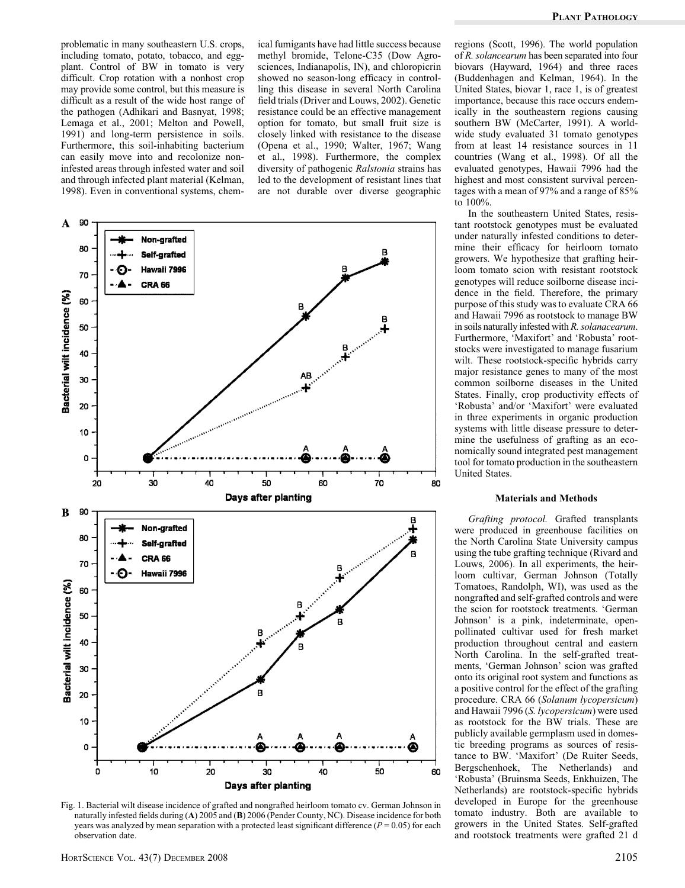problematic in many southeastern U.S. crops, including tomato, potato, tobacco, and eggplant. Control of BW in tomato is very difficult. Crop rotation with a nonhost crop may provide some control, but this measure is difficult as a result of the wide host range of the pathogen (Adhikari and Basnyat, 1998; Lemaga et al., 2001; Melton and Powell, 1991) and long-term persistence in soils. Furthermore, this soil-inhabiting bacterium can easily move into and recolonize noninfested areas through infested water and soil and through infected plant material (Kelman, 1998). Even in conventional systems, chemical fumigants have had little success because methyl bromide, Telone-C35 (Dow Agrosciences, Indianapolis, IN), and chloropicrin showed no season-long efficacy in controlling this disease in several North Carolina field trials (Driver and Louws, 2002). Genetic resistance could be an effective management option for tomato, but small fruit size is closely linked with resistance to the disease (Opena et al., 1990; Walter, 1967; Wang et al., 1998). Furthermore, the complex diversity of pathogenic *Ralstonia* strains has led to the development of resistant lines that are not durable over diverse geographic regions (Scott, 1996). The world population of *R. solancearum* has been separated into four biovars (Hayward, 1964) and three races (Buddenhagen and Kelman, 1964). In the United States, biovar 1, race 1, is of greatest importance, because this race occurs endemically in the southeastern regions causing southern BW (McCarter, 1991). A worldwide study evaluated 31 tomato genotypes from at least 14 resistance sources in 11 countries (Wang et al., 1998). Of all the evaluated genotypes, Hawaii 7996 had the highest and most consistent survival percentages with a mean of 97% and a range of 85% to 100%.

In the southeastern United States, resistant rootstock genotypes must be evaluated under naturally infested conditions to determine their efficacy for heirloom tomato growers. We hypothesize that grafting heirloom tomato scion with resistant rootstock genotypes will reduce soilborne disease incidence in the field. Therefore, the primary purpose of this study was to evaluate CRA 66 and Hawaii 7996 as rootstock to manage BW in soils naturally infested with *R. solanacearum*. Furthermore, 'Maxifort' and 'Robusta' rootstocks were investigated to manage fusarium wilt. These rootstock-specific hybrids carry major resistance genes to many of the most common soilborne diseases in the United States. Finally, crop productivity effects of 'Robusta' and/or 'Maxifort' were evaluated in three experiments in organic production systems with little disease pressure to determine the usefulness of grafting as an economically sound integrated pest management tool for tomato production in the southeastern United States.

Fig. 1. Bacterial wilt disease incidence of grafted and nongrafted heirloom tomato cv. German Johnson in naturally infested fields during (**A**) 2005 and (**B**) 2006 (Pender County, NC). Disease incidence for both years was analyzed by mean separation with a protected least significant difference ($P = 0.05$) for each observation date.

## Materials and Methods

*Grafting protocol.* Grafted transplants were produced in greenhouse facilities on the North Carolina State University campus using the tube grafting technique (Rivard and Louws, 2006). In all experiments, the heirloom cultivar, German Johnson (Totally Tomatoes, Randolph, WI), was used as the nongrafted and self-grafted controls and were the scion for rootstock treatments. 'German Johnson' is a pink, indeterminate, open-pollinated cultivar used for fresh market production throughout central and eastern North Carolina. In the self-grafted treatments, 'German Johnson' scion was grafted onto its original root system and functions as a positive control for the effect of the grafting procedure. CRA 66 (*Solanum lycopersicum*) and Hawaii 7996 (*S. lycopersicum*) were used as rootstock for the BW trials. These are publicly available germplasm used in domestic breeding programs as sources of resistance to BW. 'Maxifort' (De Ruiter Seeds, Bergschenhoek, The Netherlands) and 'Robusta' (Bruinsma Seeds, Enkhuizen, The Netherlands) are rootstock-specific hybrids developed in Europe for the greenhouse tomato industry. Both are available to growers in the United States. Self-grafted and rootstock treatments were grafted 21 d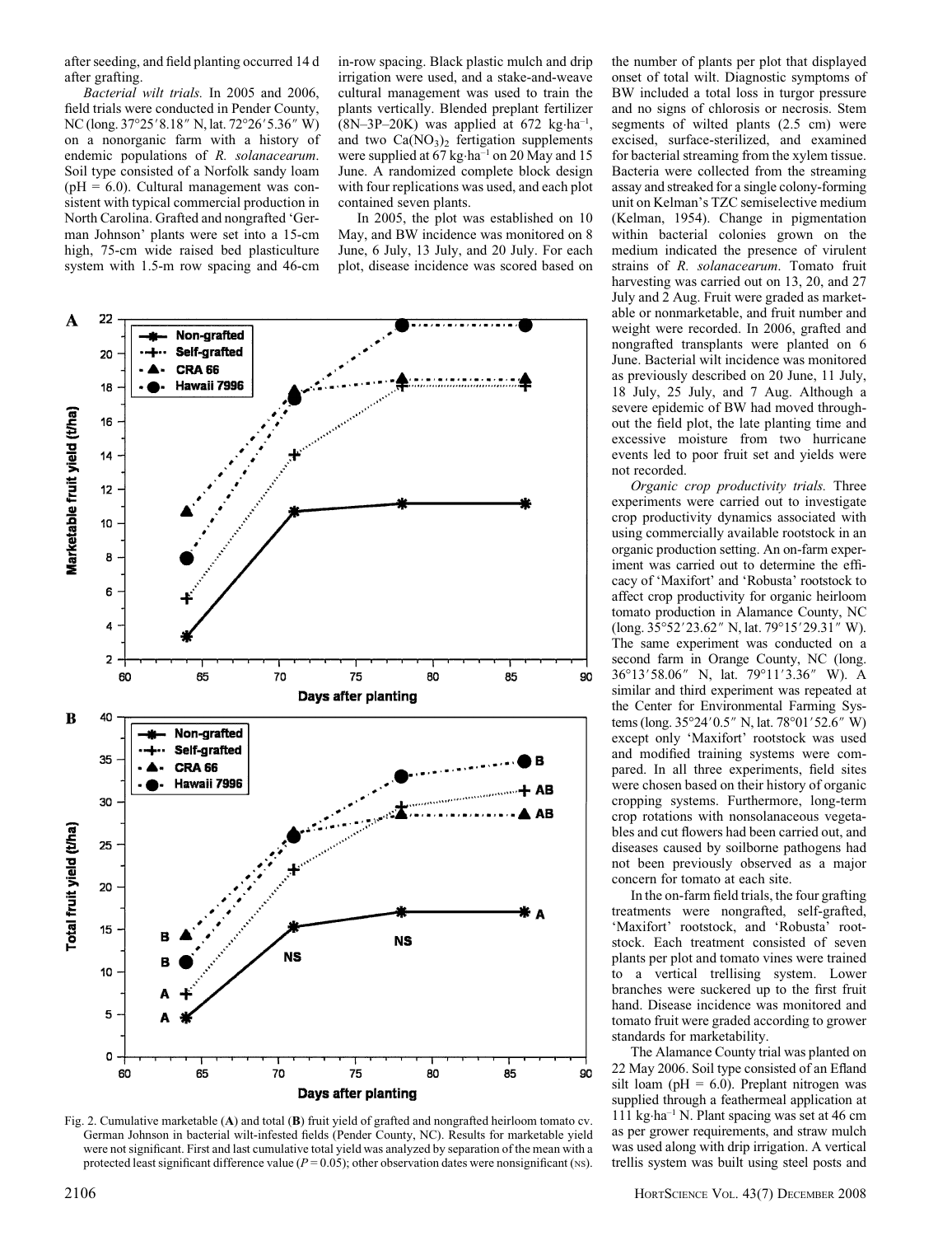after seeding, and field planting occurred 14 d after grafting.

*Bacterial wilt trials.* In 2005 and 2006, field trials were conducted in Pender County, NC (long. 37°25′8.18″ N, lat. 72°26′5.36″ W) on a nonorganic farm with a history of endemic populations of *R. solanacearum*. Soil type consisted of a Norfolk sandy loam (pH = 6.0). Cultural management was consistent with typical commercial production in North Carolina. Grafted and nongrafted 'German Johnson' plants were set into a 15-cm high, 75-cm wide raised bed plasticulture system with 1.5-m row spacing and 46-cm in-row spacing. Black plastic mulch and drip irrigation were used, and a stake-and-weave cultural management was used to train the plants vertically. Blended preplant fertilizer (8N–3P–20K) was applied at 672 kg·ha$^{-1}$, and two $Ca(NO_3)_2$ fertigation supplements were supplied at 67 kg·ha$^{-1}$ on 20 May and 15 June. A randomized complete block design with four replications was used, and each plot contained seven plants.

In 2005, the plot was established on 10 May, and BW incidence was monitored on 8 June, 6 July, 13 July, and 20 July. For each plot, disease incidence was scored based on the number of plants per plot that displayed onset of total wilt. Diagnostic symptoms of BW included a total loss in turgor pressure and no signs of chlorosis or necrosis. Stem segments of wilted plants (2.5 cm) were excised, surface-sterilized, and examined for bacterial streaming from the xylem tissue. Bacteria were collected from the streaming assay and streaked for a single colony-forming unit on Kelman's TZC semiselective medium (Kelman, 1954). Change in pigmentation within bacterial colonies grown on the medium indicated the presence of virulent strains of *R. solanacearum*. Tomato fruit harvesting was carried out on 13, 20, and 27 July and 2 Aug. Fruit were graded as marketable or nonmarketable, and fruit number and weight were recorded. In 2006, grafted and nongrafted transplants were planted on 6 June. Bacterial wilt incidence was monitored as previously described on 20 June, 11 July, 18 July, 25 July, and 7 Aug. Although a severe epidemic of BW had moved throughout the field plot, the late planting time and excessive moisture from two hurricane events led to poor fruit set and yields were not recorded.

*Organic crop productivity trials.* Three experiments were carried out to investigate crop productivity dynamics associated with using commercially available rootstock in an organic production setting. An on-farm experiment was carried out to determine the efficacy of 'Maxifort' and 'Robusta' rootstock to affect crop productivity for organic heirloom tomato production in Alamance County, NC (long. 35°52′23.62″ N, lat. 79°15′29.31″ W). The same experiment was conducted on a second farm in Orange County, NC (long. 36°13′58.06″ N, lat. 79°11′3.36″ W). A similar and third experiment was repeated at the Center for Environmental Farming Systems (long. 35°24′0.5″ N, lat. 78°01′52.6″ W) except only 'Maxifort' rootstock was used and modified training systems were compared. In all three experiments, field sites were chosen based on their history of organic cropping systems. Furthermore, long-term crop rotations with nonsolanaceous vegetables and cut flowers had been carried out, and diseases caused by soilborne pathogens had not been previously observed as a major concern for tomato at each site.

In the on-farm field trials, the four grafting treatments were nongrafted, self-grafted, 'Maxifort' rootstock, and 'Robusta' rootstock. Each treatment consisted of seven plants per plot and tomato vines were trained to a vertical trellising system. Lower branches were suckered up to the first fruit hand. Disease incidence was monitored and tomato fruit were graded according to grower standards for marketability.

The Alamance County trial was planted on 22 May 2006. Soil type consisted of an Efland silt loam (pH = 6.0). Preplant nitrogen was supplied through a feathermeal application at 111 kg·ha$^{-1}$ N. Plant spacing was set at 46 cm as per grower requirements, and straw mulch was used along with drip irrigation. A vertical trellis system was built using steel posts and

Fig. 2. Cumulative marketable (**A**) and total (**B**) fruit yield of grafted and nongrafted heirloom tomato cv. German Johnson in bacterial wilt-infested fields (Pender County, NC). Results for marketable yield were not significant. First and last cumulative total yield was analyzed by separation of the mean with a protected least significant difference value ($P = 0.05$); other observation dates were nonsignificant (NS).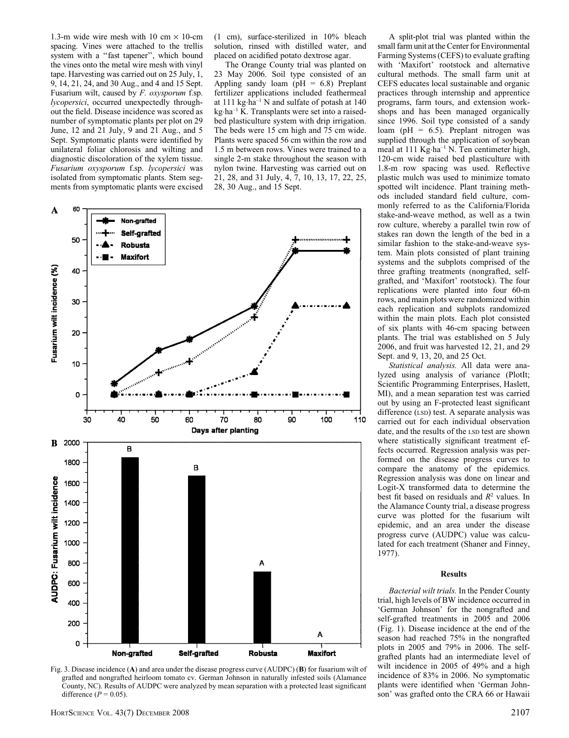1.3-m wide wire mesh with 10 cm × 10-cm spacing. Vines were attached to the trellis system with a "fast tapener", which bound the vines onto the metal wire mesh with vinyl tape. Harvesting was carried out on 25 July, 1, 9, 14, 21, 24, and 30 Aug., and 4 and 15 Sept. Fusarium wilt, caused by *F. oxysporum* f.sp. *lycopersici*, occurred unexpectedly throughout the field. Disease incidence was scored as number of symptomatic plants per plot on 29 June, 12 and 21 July, 9 and 21 Aug., and 5 Sept. Symptomatic plants were identified by unilateral foliar chlorosis and wilting and diagnostic discoloration of the xylem tissue. *Fusarium oxysporum* f.sp. *lycopersici* was isolated from symptomatic plants. Stem segments from symptomatic plants were excised (1 cm), surface-sterilized in 10% bleach solution, rinsed with distilled water, and placed on acidified potato dextrose agar.

The Orange County trial was planted on 23 May 2006. Soil type consisted of an Appling sandy loam (pH = 6.8) Preplant fertilizer applications included feathermeal at 111 kg·ha$^{-1}$ N and sulfate of potash at 140 kg·ha$^{-1}$ K. Transplants were set into a raised-bed plasticulture system with drip irrigation. The beds were 15 cm high and 75 cm wide. Plants were spaced 56 cm within the row and 1.5 m between rows. Vines were trained to a single 2-m stake throughout the season with nylon twine. Harvesting was carried out on 21, 28, and 31 July, 4, 7, 10, 13, 17, 22, 25, 28, 30 Aug., and 15 Sept.

Fig. 3. Disease incidence (**A**) and area under the disease progress curve (AUDPC) (**B**) for fusarium wilt of grafted and nongrafted heirloom tomato cv. German Johnson in naturally infested soils (Alamance County, NC). Results of AUDPC were analyzed by mean separation with a protected least significant difference ($P = 0.05$).

A split-plot trial was planted within the small farm unit at the Center for Environmental Farming Systems (CEFS) to evaluate grafting with 'Maxifort' rootstock and alternative cultural methods. The small farm unit at CEFS educates local sustainable and organic practices through internship and apprentice programs, farm tours, and extension workshops and has been managed organically since 1996. Soil type consisted of a sandy loam (pH = 6.5). Preplant nitrogen was supplied through the application of soybean meal at 111 Kg·ha$^{-1}$ N. Ten centimeter high, 120-cm wide raised bed plasticulture with 1.8-m row spacing was used. Reflective plastic mulch was used to minimize tomato spotted wilt incidence. Plant training methods included standard field culture, commonly referred to as the California/Florida stake-and-weave method, as well as a twin row culture, whereby a parallel twin row of stakes ran down the length of the bed in a similar fashion to the stake-and-weave system. Main plots consisted of plant training systems and the subplots comprised of the three grafting treatments (nongrafted, self-grafted, and 'Maxifort' rootstock). The four replications were planted into four 60-m rows, and main plots were randomized within each replication and subplots randomized within the main plots. Each plot consisted of six plants with 46-cm spacing between plants. The trial was established on 5 July 2006, and fruit was harvested 12, 21, and 29 Sept. and 9, 13, 20, and 25 Oct.

*Statistical analysis.* All data were analyzed using analysis of variance (PlotIt; Scientific Programming Enterprises, Haslett, MI), and a mean separation test was carried out by using an F-protected least significant difference (LSD) test. A separate analysis was carried out for each individual observation date, and the results of the LSD test are shown where statistically significant treatment effects occurred. Regression analysis was performed on the disease progress curves to compare the anatomy of the epidemics. Regression analysis was done on linear and Logit-X transformed data to determine the best fit based on residuals and $R^2$ values. In the Alamance County trial, a disease progress curve was plotted for the fusarium wilt epidemic, and an area under the disease progress curve (AUDPC) value was calculated for each treatment (Shaner and Finney, 1977).

## Results

*Bacterial wilt trials.* In the Pender County trial, high levels of BW incidence occurred in 'German Johnson' for the nongrafted and self-grafted treatments in 2005 and 2006 (Fig. 1). Disease incidence at the end of the season had reached 75% in the nongrafted plots in 2005 and 79% in 2006. The self-grafted plants had an intermediate level of wilt incidence in 2005 of 49% and a high incidence of 83% in 2006. No symptomatic plants were identified when 'German Johnson' was grafted onto the CRA 66 or Hawaii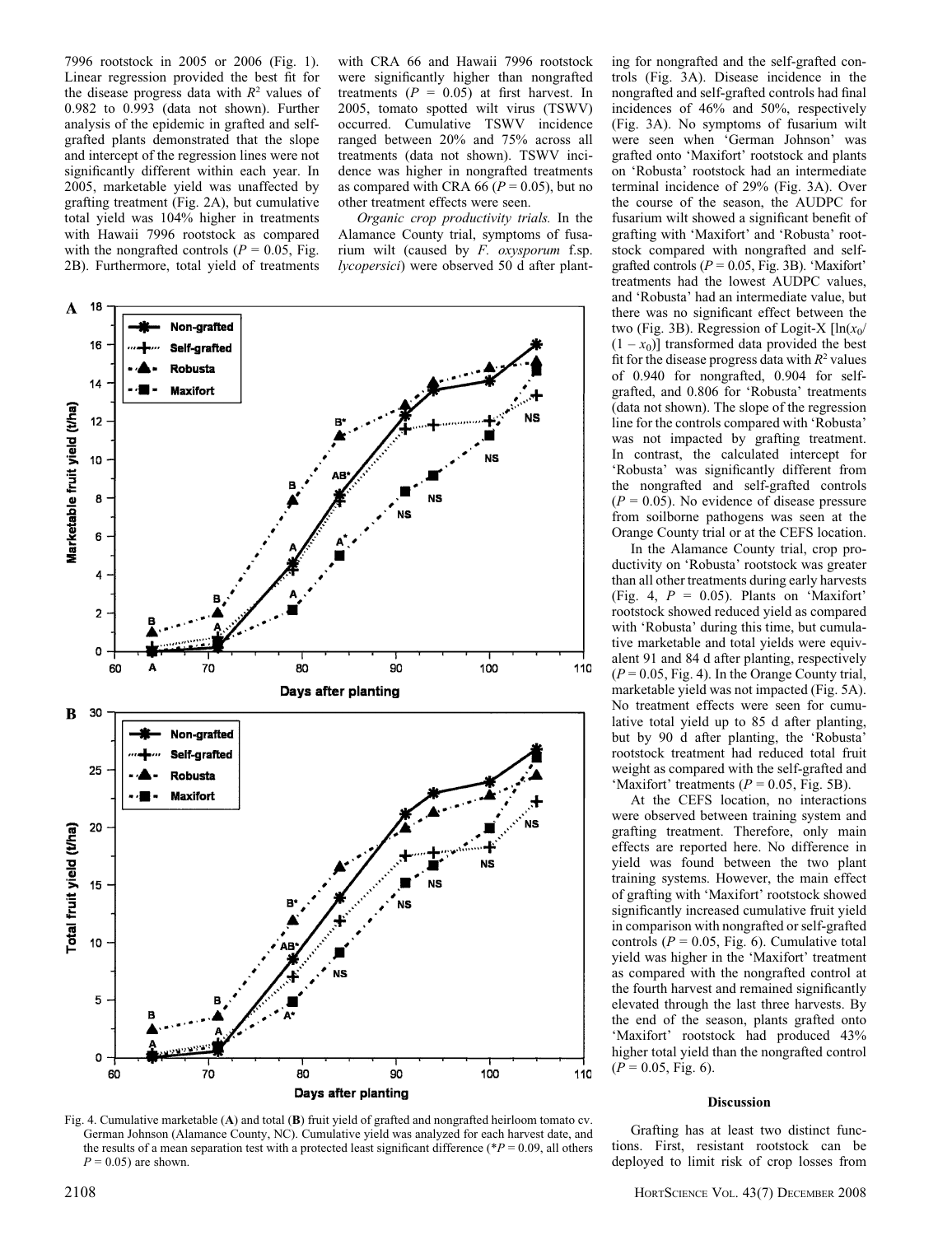7996 rootstock in 2005 or 2006 (Fig. 1). Linear regression provided the best fit for the disease progress data with $R^2$ values of 0.982 to 0.993 (data not shown). Further analysis of the epidemic in grafted and self-grafted plants demonstrated that the slope and intercept of the regression lines were not significantly different within each year. In 2005, marketable yield was unaffected by grafting treatment (Fig. 2A), but cumulative total yield was 104% higher in treatments with Hawaii 7996 rootstock as compared with the nongrafted controls ($P$ = 0.05, Fig. 2B). Furthermore, total yield of treatments with CRA 66 and Hawaii 7996 rootstock were significantly higher than nongrafted treatments ($P$ = 0.05) at first harvest. In 2005, tomato spotted wilt virus (TSWV) occurred. Cumulative TSWV incidence ranged between 20% and 75% across all treatments (data not shown). TSWV incidence was higher in nongrafted treatments as compared with CRA 66 ($P$ = 0.05), but no other treatment effects were seen.

*Organic crop productivity trials.* In the Alamance County trial, symptoms of fusarium wilt (caused by *F. oxysporum* f.sp. *lycopersici*) were observed 50 d after planting for nongrafted and the self-grafted controls (Fig. 3A). Disease incidence in the nongrafted and self-grafted controls had final incidences of 46% and 50%, respectively (Fig. 3A). No symptoms of fusarium wilt were seen when 'German Johnson' was grafted onto 'Maxifort' rootstock and plants on 'Robusta' rootstock had an intermediate terminal incidence of 29% (Fig. 3A). Over the course of the season, the AUDPC for fusarium wilt showed a significant benefit of grafting with 'Maxifort' and 'Robusta' rootstock compared with nongrafted and self-grafted controls ($P$ = 0.05, Fig. 3B). 'Maxifort' treatments had the lowest AUDPC values, and 'Robusta' had an intermediate value, but there was no significant effect between the two (Fig. 3B). Regression of Logit-X [$\ln(x_0/(1 - x_0))$] transformed data provided the best fit for the disease progress data with $R^2$ values of 0.940 for nongrafted, 0.904 for self-grafted, and 0.806 for 'Robusta' treatments (data not shown). The slope of the regression line for the controls compared with 'Robusta' was not impacted by grafting treatment. In contrast, the calculated intercept for 'Robusta' was significantly different from the nongrafted and self-grafted controls ($P$ = 0.05). No evidence of disease pressure from soilborne pathogens was seen at the Orange County trial or at the CEFS location.

In the Alamance County trial, crop productivity on 'Robusta' rootstock was greater than all other treatments during early harvests (Fig. 4, $P$ = 0.05). Plants on 'Maxifort' rootstock showed reduced yield as compared with 'Robusta' during this time, but cumulative marketable and total yields were equivalent 91 and 84 d after planting, respectively ($P$ = 0.05, Fig. 4). In the Orange County trial, marketable yield was not impacted (Fig. 5A). No treatment effects were seen for cumulative total yield up to 85 d after planting, but by 90 d after planting, the 'Robusta' rootstock treatment had reduced total fruit weight as compared with the self-grafted and 'Maxifort' treatments ($P$ = 0.05, Fig. 5B).

At the CEFS location, no interactions were observed between training system and grafting treatment. Therefore, only main effects are reported here. No difference in yield was found between the two plant training systems. However, the main effect of grafting with 'Maxifort' rootstock showed significantly increased cumulative fruit yield in comparison with nongrafted or self-grafted controls ($P$ = 0.05, Fig. 6). Cumulative total yield was higher in the 'Maxifort' treatment as compared with the nongrafted control at the fourth harvest and remained significantly elevated through the last three harvests. By the end of the season, plants grafted onto 'Maxifort' rootstock had produced 43% higher total yield than the nongrafted control ($P$ = 0.05, Fig. 6).

Fig. 4. Cumulative marketable (**A**) and total (**B**) fruit yield of grafted and nongrafted heirloom tomato cv. German Johnson (Alamance County, NC). Cumulative yield was analyzed for each harvest date, and the results of a mean separation test with a protected least significant difference (*$P$ = 0.09, all others $P$ = 0.05) are shown.

## Discussion

Grafting has at least two distinct functions. First, resistant rootstock can be deployed to limit risk of crop losses from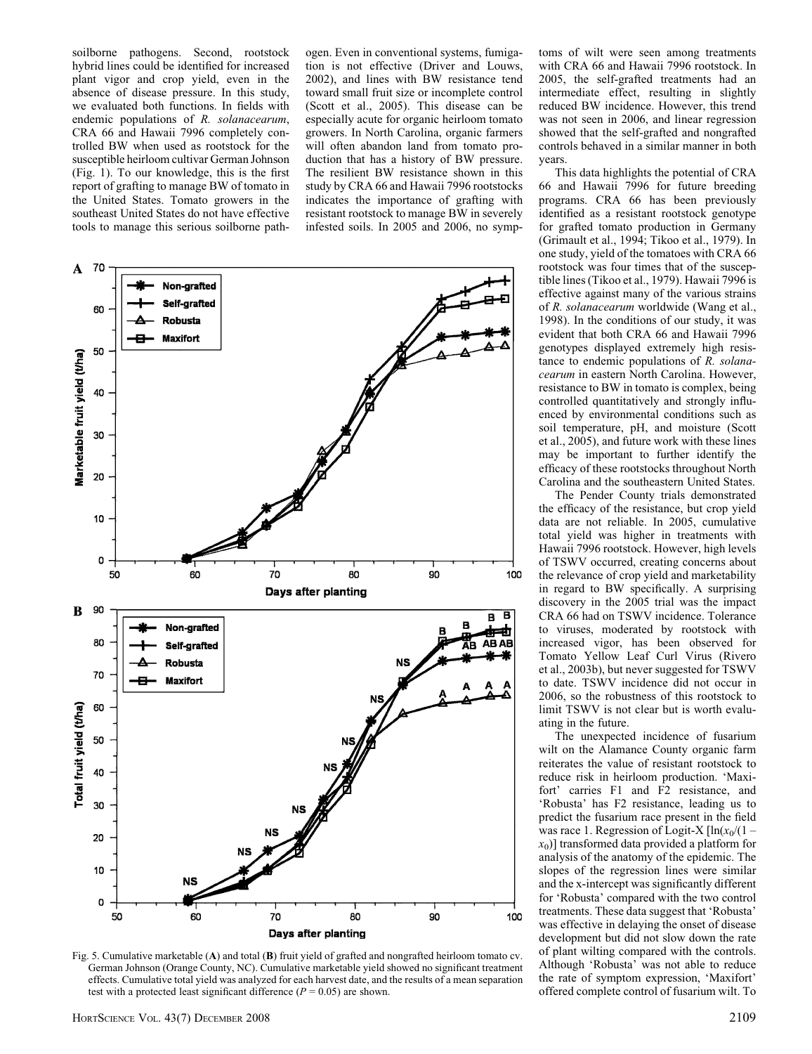soilborne pathogens. Second, rootstock hybrid lines could be identified for increased plant vigor and crop yield, even in the absence of disease pressure. In this study, we evaluated both functions. In fields with endemic populations of *R. solanacearum*, CRA 66 and Hawaii 7996 completely controlled BW when used as rootstock for the susceptible heirloom cultivar German Johnson (Fig. 1). To our knowledge, this is the first report of grafting to manage BW of tomato in the United States. Tomato growers in the southeast United States do not have effective tools to manage this serious soilborne pathogen. Even in conventional systems, fumigation is not effective (Driver and Louws, 2002), and lines with BW resistance tend toward small fruit size or incomplete control (Scott et al., 2005). This disease can be especially acute for organic heirloom tomato growers. In North Carolina, organic farmers will often abandon land from tomato production that has a history of BW pressure. The resilient BW resistance shown in this study by CRA 66 and Hawaii 7996 rootstocks indicates the importance of grafting with resistant rootstock to manage BW in severely infested soils. In 2005 and 2006, no symptoms of wilt were seen among treatments with CRA 66 and Hawaii 7996 rootstock. In 2005, the self-grafted treatments had an intermediate effect, resulting in slightly reduced BW incidence. However, this trend was not seen in 2006, and linear regression showed that the self-grafted and nongrafted controls behaved in a similar manner in both years.

Fig. 5. Cumulative marketable (**A**) and total (**B**) fruit yield of grafted and nongrafted heirloom tomato cv. German Johnson (Orange County, NC). Cumulative marketable yield showed no significant treatment effects. Cumulative total yield was analyzed for each harvest date, and the results of a mean separation test with a protected least significant difference ($P = 0.05$) are shown.

This data highlights the potential of CRA 66 and Hawaii 7996 for future breeding programs. CRA 66 has been previously identified as a resistant rootstock genotype for grafted tomato production in Germany (Grimault et al., 1994; Tikoo et al., 1979). In one study, yield of the tomatoes with CRA 66 rootstock was four times that of the susceptible lines (Tikoo et al., 1979). Hawaii 7996 is effective against many of the various strains of *R. solanacearum* worldwide (Wang et al., 1998). In the conditions of our study, it was evident that both CRA 66 and Hawaii 7996 genotypes displayed extremely high resistance to endemic populations of *R. solanacearum* in eastern North Carolina. However, resistance to BW in tomato is complex, being controlled quantitatively and strongly influenced by environmental conditions such as soil temperature, pH, and moisture (Scott et al., 2005), and future work with these lines may be important to further identify the efficacy of these rootstocks throughout North Carolina and the southeastern United States.

The Pender County trials demonstrated the efficacy of the resistance, but crop yield data are not reliable. In 2005, cumulative total yield was higher in treatments with Hawaii 7996 rootstock. However, high levels of TSWV occurred, creating concerns about the relevance of crop yield and marketability in regard to BW specifically. A surprising discovery in the 2005 trial was the impact CRA 66 had on TSWV incidence. Tolerance to viruses, moderated by rootstock with increased vigor, has been observed for Tomato Yellow Leaf Curl Virus (Rivero et al., 2003b), but never suggested for TSWV to date. TSWV incidence did not occur in 2006, so the robustness of this rootstock to limit TSWV is not clear but is worth evaluating in the future.

The unexpected incidence of fusarium wilt on the Alamance County organic farm reiterates the value of resistant rootstock to reduce risk in heirloom production. 'Maxifort' carries F1 and F2 resistance, and 'Robusta' has F2 resistance, leading us to predict the fusarium race present in the field was race 1. Regression of Logit-X [$\ln(x_0/(1 - x_0))$] transformed data provided a platform for analysis of the anatomy of the epidemic. The slopes of the regression lines were similar and the x-intercept was significantly different for 'Robusta' compared with the two control treatments. These data suggest that 'Robusta' was effective in delaying the onset of disease development but did not slow down the rate of plant wilting compared with the controls. Although 'Robusta' was not able to reduce the rate of symptom expression, 'Maxifort' offered complete control of fusarium wilt. To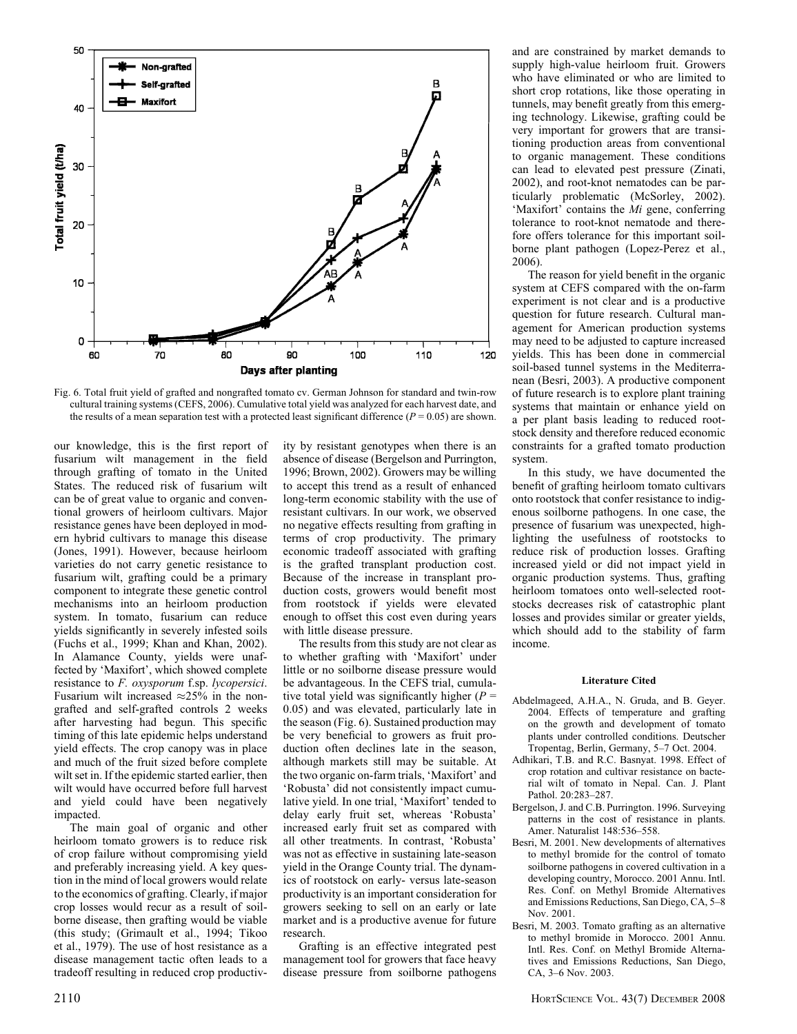Fig. 6. Total fruit yield of grafted and nongrafted tomato cv. German Johnson for standard and twin-row cultural training systems (CEFS, 2006). Cumulative total yield was analyzed for each harvest date, and the results of a mean separation test with a protected least significant difference ($P = 0.05$) are shown.

our knowledge, this is the first report of fusarium wilt management in the field through grafting of tomato in the United States. The reduced risk of fusarium wilt can be of great value to organic and conventional growers of heirloom cultivars. Major resistance genes have been deployed in modern hybrid cultivars to manage this disease (Jones, 1991). However, because heirloom varieties do not carry genetic resistance to fusarium wilt, grafting could be a primary component to integrate these genetic control mechanisms into an heirloom production system. In tomato, fusarium can reduce yields significantly in severely infested soils (Fuchs et al., 1999; Khan and Khan, 2002). In Alamance County, yields were unaffected by 'Maxifort', which showed complete resistance to *F. oxysporum* f.sp. *lycopersici*. Fusarium wilt increased ≈25% in the nongrafted and self-grafted controls 2 weeks after harvesting had begun. This specific timing of this late epidemic helps understand yield effects. The crop canopy was in place and much of the fruit sized before complete wilt set in. If the epidemic started earlier, then wilt would have occurred before full harvest and yield could have been negatively impacted.

The main goal of organic and other heirloom tomato growers is to reduce risk of crop failure without compromising yield and preferably increasing yield. A key question in the mind of local growers would relate to the economics of grafting. Clearly, if major crop losses would recur as a result of soilborne disease, then grafting would be viable (this study; (Grimault et al., 1994; Tikoo et al., 1979). The use of host resistance as a disease management tactic often leads to a tradeoff resulting in reduced crop productivity by resistant genotypes when there is an absence of disease (Bergelson and Purrington, 1996; Brown, 2002). Growers may be willing to accept this trend as a result of enhanced long-term economic stability with the use of resistant cultivars. In our work, we observed no negative effects resulting from grafting in terms of crop productivity. The primary economic tradeoff associated with grafting is the grafted transplant production cost. Because of the increase in transplant production costs, growers would benefit most from rootstock if yields were elevated enough to offset this cost even during years with little disease pressure.

The results from this study are not clear as to whether grafting with 'Maxifort' under little or no soilborne disease pressure would be advantageous. In the CEFS trial, cumulative total yield was significantly higher ($P = 0.05$) and was elevated, particularly late in the season (Fig. 6). Sustained production may be very beneficial to growers as fruit production often declines late in the season, although markets still may be suitable. At the two organic on-farm trials, 'Maxifort' and 'Robusta' did not consistently impact cumulative yield. In one trial, 'Maxifort' tended to delay early fruit set, whereas 'Robusta' increased early fruit set as compared with all other treatments. In contrast, 'Robusta' was not as effective in sustaining late-season yield in the Orange County trial. The dynamics of rootstock on early- versus late-season productivity is an important consideration for growers seeking to sell on an early or late market and is a productive avenue for future research.

Grafting is an effective integrated pest management tool for growers that face heavy disease pressure from soilborne pathogens and are constrained by market demands to supply high-value heirloom fruit. Growers who have eliminated or who are limited to short crop rotations, like those operating in tunnels, may benefit greatly from this emerging technology. Likewise, grafting could be very important for growers that are transitioning production areas from conventional to organic management. These conditions can lead to elevated pest pressure (Zinati, 2002), and root-knot nematodes can be particularly problematic (McSorley, 2002). 'Maxifort' contains the *Mi* gene, conferring tolerance to root-knot nematode and therefore offers tolerance for this important soilborne plant pathogen (Lopez-Perez et al., 2006).

The reason for yield benefit in the organic system at CEFS compared with the on-farm experiment is not clear and is a productive question for future research. Cultural management for American production systems may need to be adjusted to capture increased yields. This has been done in commercial soil-based tunnel systems in the Mediterranean (Besri, 2003). A productive component of future research is to explore plant training systems that maintain or enhance yield on a per plant basis leading to reduced rootstock density and therefore reduced economic constraints for a grafted tomato production system.

In this study, we have documented the benefit of grafting heirloom tomato cultivars onto rootstock that confer resistance to indigenous soilborne pathogens. In one case, the presence of fusarium was unexpected, highlighting the usefulness of rootstocks to reduce risk of production losses. Grafting increased yield or did not impact yield in organic production systems. Thus, grafting heirloom tomatoes onto well-selected rootstocks decreases risk of catastrophic plant losses and provides similar or greater yields, which should add to the stability of farm income.

#### Literature Cited

- Abdelmageed, A.H.A., N. Gruda, and B. Geyer. 2004. Effects of temperature and grafting on the growth and development of tomato plants under controlled conditions. Deutscher Tropentag, Berlin, Germany, 5–7 Oct. 2004.
- Adhikari, T.B. and R.C. Basnyat. 1998. Effect of crop rotation and cultivar resistance on bacterial wilt of tomato in Nepal. Can. J. Plant Pathol. 20:283–287.
- Bergelson, J. and C.B. Purrington. 1996. Surveying patterns in the cost of resistance in plants. Amer. Naturalist 148:536–558.
- Besri, M. 2001. New developments of alternatives to methyl bromide for the control of tomato soilborne pathogens in covered cultivation in a developing country, Morocco. 2001 Annu. Intl. Res. Conf. on Methyl Bromide Alternatives and Emissions Reductions, San Diego, CA, 5–8 Nov. 2001.
- Besri, M. 2003. Tomato grafting as an alternative to methyl bromide in Morocco. 2001 Annu. Intl. Res. Conf. on Methyl Bromide Alternatives and Emissions Reductions, San Diego, CA, 3–6 Nov. 2003.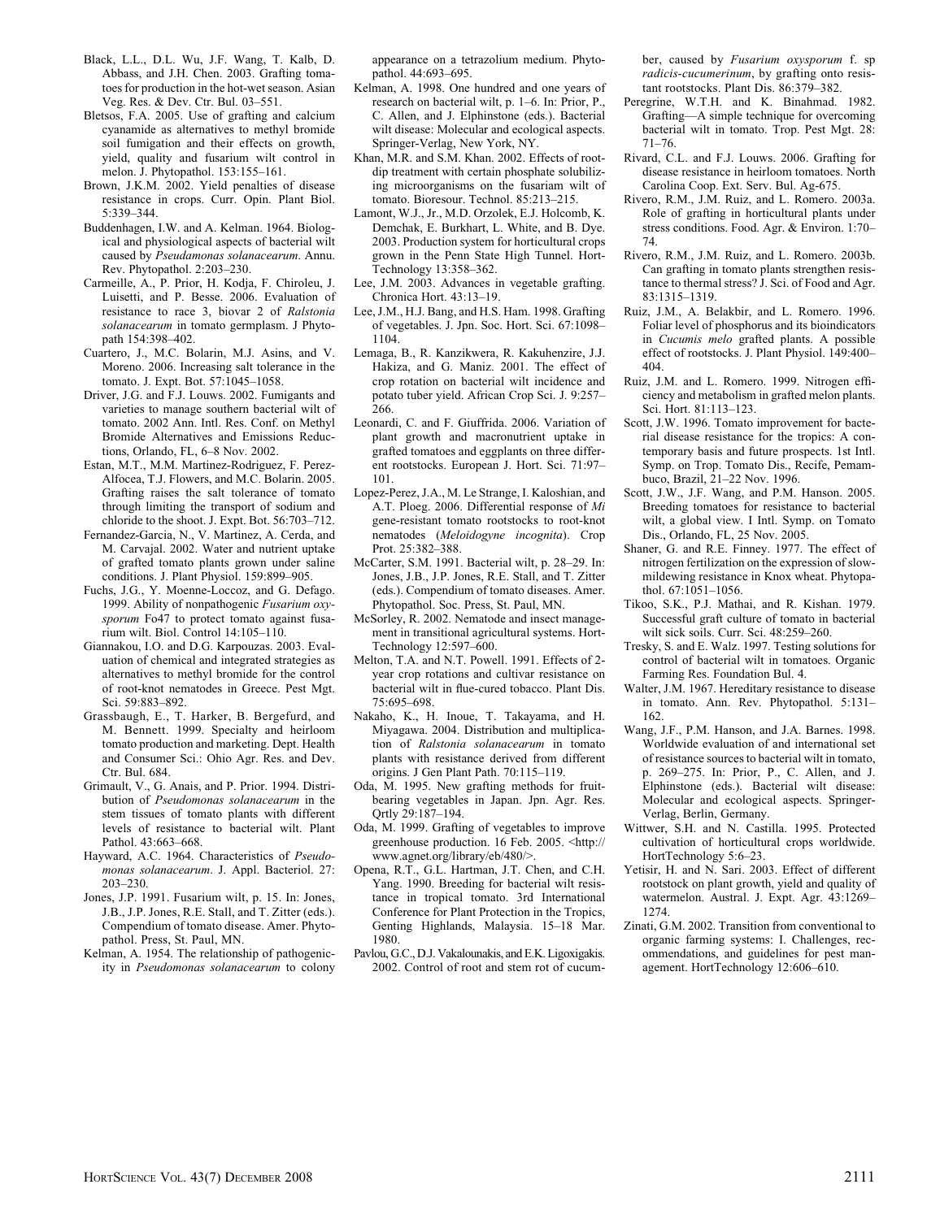Black, L.L., D.L. Wu, J.F. Wang, T. Kalb, D. Abbass, and J.H. Chen. 2003. Grafting tomatoes for production in the hot-wet season. Asian Veg. Res. & Dev. Ctr. Bul. 03–551.

Bletsos, F.A. 2005. Use of grafting and calcium cyanamide as alternatives to methyl bromide soil fumigation and their effects on growth, yield, quality and fusarium wilt control in melon. J. Phytopathol. 153:155–161.

Brown, J.K.M. 2002. Yield penalties of disease resistance in crops. Curr. Opin. Plant Biol. 5:339–344.

Buddenhagen, I.W. and A. Kelman. 1964. Biological and physiological aspects of bacterial wilt caused by *Pseudamonas solanacearum*. Annu. Rev. Phytopathol. 2:203–230.

Carmeille, A., P. Prior, H. Kodja, F. Chiroleu, J. Luisetti, and P. Besse. 2006. Evaluation of resistance to race 3, biovar 2 of *Ralstonia solanacearum* in tomato germplasm. J Phytopath 154:398–402.

Cuartero, J., M.C. Bolarin, M.J. Asins, and V. Moreno. 2006. Increasing salt tolerance in the tomato. J. Expt. Bot. 57:1045–1058.

Driver, J.G. and F.J. Louws. 2002. Fumigants and varieties to manage southern bacterial wilt of tomato. 2002 Ann. Intl. Res. Conf. on Methyl Bromide Alternatives and Emissions Reductions, Orlando, FL, 6–8 Nov. 2002.

Estan, M.T., M.M. Martinez-Rodriguez, F. Perez-Alfocea, T.J. Flowers, and M.C. Bolarin. 2005. Grafting raises the salt tolerance of tomato through limiting the transport of sodium and chloride to the shoot. J. Expt. Bot. 56:703–712.

Fernandez-Garcia, N., V. Martinez, A. Cerda, and M. Carvajal. 2002. Water and nutrient uptake of grafted tomato plants grown under saline conditions. J. Plant Physiol. 159:899–905.

Fuchs, J.G., Y. Moenne-Loccoz, and G. Defago. 1999. Ability of nonpathogenic *Fusarium oxysporum* Fo47 to protect tomato against fusarium wilt. Biol. Control 14:105–110.

Giannakou, I.O. and D.G. Karpouzas. 2003. Evaluation of chemical and integrated strategies as alternatives to methyl bromide for the control of root-knot nematodes in Greece. Pest Mgt. Sci. 59:883–892.

Grassbaugh, E., T. Harker, B. Bergefurd, and M. Bennett. 1999. Specialty and heirloom tomato production and marketing. Dept. Health and Consumer Sci.: Ohio Agr. Res. and Dev. Ctr. Bul. 684.

Grimault, V., G. Anais, and P. Prior. 1994. Distribution of *Pseudomonas solanacearum* in the stem tissues of tomato plants with different levels of resistance to bacterial wilt. Plant Pathol. 43:663–668.

Hayward, A.C. 1964. Characteristics of *Pseudomonas solanacearum*. J. Appl. Bacteriol. 27: 203–230.

Jones, J.P. 1991. Fusarium wilt, p. 15. In: Jones, J.B., J.P. Jones, R.E. Stall, and T. Zitter (eds.). Compendium of tomato disease. Amer. Phytopathol. Press, St. Paul, MN.

Kelman, A. 1954. The relationship of pathogenicity in *Pseudomonas solanacearum* to colony appearance on a tetrazolium medium. Phytopathol. 44:693–695.

Kelman, A. 1998. One hundred and one years of research on bacterial wilt, p. 1–6. In: Prior, P., C. Allen, and J. Elphinstone (eds.). Bacterial wilt disease: Molecular and ecological aspects. Springer-Verlag, New York, NY.

Khan, M.R. and S.M. Khan. 2002. Effects of root-dip treatment with certain phosphate solubilizing microorganisms on the fusarium wilt of tomato. Bioresour. Technol. 85:213–215.

Lamont, W.J., Jr., M.D. Orzolek, E.J. Holcomb, K. Demchak, E. Burkhart, L. White, and B. Dye. 2003. Production system for horticultural crops grown in the Penn State High Tunnel. HortTechnology 13:358–362.

Lee, J.M. 2003. Advances in vegetable grafting. Chronica Hort. 43:13–19.

Lee, J.M., H.J. Bang, and H.S. Ham. 1998. Grafting of vegetables. J. Jpn. Soc. Hort. Sci. 67:1098–1104.

Lemaga, B., R. Kanzikwera, R. Kakuhenzire, J.J. Hakiza, and G. Maniz. 2001. The effect of crop rotation on bacterial wilt incidence and potato tuber yield. African Crop Sci. J. 9:257–266.

Leonardi, C. and F. Giuffrida. 2006. Variation of plant growth and macronutrient uptake in grafted tomatoes and eggplants on three different rootstocks. European J. Hort. Sci. 71:97–101.

Lopez-Perez, J.A., M. Le Strange, I. Kaloshian, and A.T. Ploeg. 2006. Differential response of *Mi* gene-resistant tomato rootstocks to root-knot nematodes (*Meloidogyne incognita*). Crop Prot. 25:382–388.

McCarter, S.M. 1991. Bacterial wilt, p. 28–29. In: Jones, J.B., J.P. Jones, R.E. Stall, and T. Zitter (eds.). Compendium of tomato diseases. Amer. Phytopathol. Soc. Press, St. Paul, MN.

McSorley, R. 2002. Nematode and insect management in transitional agricultural systems. HortTechnology 12:597–600.

Melton, T.A. and N.T. Powell. 1991. Effects of 2-year crop rotations and cultivar resistance on bacterial wilt in flue-cured tobacco. Plant Dis. 75:695–698.

Nakaho, K., H. Inoue, T. Takayama, and H. Miyagawa. 2004. Distribution and multiplication of *Ralstonia solanacearum* in tomato plants with resistance derived from different origins. J Gen Plant Path. 70:115–119.

Oda, M. 1995. New grafting methods for fruit-bearing vegetables in Japan. Jpn. Agr. Res. Qrtly 29:187–194.

Oda, M. 1999. Grafting of vegetables to improve greenhouse production. 16 Feb. 2005. <http://www.agnet.org/library/eb/480/>.

Opena, R.T., G.L. Hartman, J.T. Chen, and C.H. Yang. 1990. Breeding for bacterial wilt resistance in tropical tomato. 3rd International Conference for Plant Protection in the Tropics, Genting Highlands, Malaysia. 15–18 Mar. 1980.

Pavlou, G.C., D.J. Vakalounakis, and E.K. Ligoxigakis. 2002. Control of root and stem rot of cucumber, caused by *Fusarium oxysporum* f. sp *radicis-cucumerinum*, by grafting onto resistant rootstocks. Plant Dis. 86:379–382.

Peregrine, W.T.H. and K. Binahmad. 1982. Grafting—A simple technique for overcoming bacterial wilt in tomato. Trop. Pest Mgt. 28: 71–76.

Rivard, C.L. and F.J. Louws. 2006. Grafting for disease resistance in heirloom tomatoes. North Carolina Coop. Ext. Serv. Bul. Ag-675.

Rivero, R.M., J.M. Ruiz, and L. Romero. 2003a. Role of grafting in horticultural plants under stress conditions. Food. Agr. & Environ. 1:70–74.

Rivero, R.M., J.M. Ruiz, and L. Romero. 2003b. Can grafting in tomato plants strengthen resistance to thermal stress? J. Sci. of Food and Agr. 83:1315–1319.

Ruiz, J.M., A. Belakbir, and L. Romero. 1996. Foliar level of phosphorus and its bioindicators in *Cucumis melo* grafted plants. A possible effect of rootstocks. J. Plant Physiol. 149:400–404.

Ruiz, J.M. and L. Romero. 1999. Nitrogen efficiency and metabolism in grafted melon plants. Sci. Hort. 81:113–123.

Scott, J.W. 1996. Tomato improvement for bacterial disease resistance for the tropics: A contemporary basis and future prospects. 1st Intl. Symp. on Trop. Tomato Dis., Recife, Pemambuco, Brazil, 21–22 Nov. 1996.

Scott, J.W., J.F. Wang, and P.M. Hanson. 2005. Breeding tomatoes for resistance to bacterial wilt, a global view. I Intl. Symp. on Tomato Dis., Orlando, FL, 25 Nov. 2005.

Shaner, G. and R.E. Finney. 1977. The effect of nitrogen fertilization on the expression of slow-mildewing resistance in Knox wheat. Phytopathol. 67:1051–1056.

Tikoo, S.K., P.J. Mathai, and R. Kishan. 1979. Successful graft culture of tomato in bacterial wilt sick soils. Curr. Sci. 48:259–260.

Tresky, S. and E. Walz. 1997. Testing solutions for control of bacterial wilt in tomatoes. Organic Farming Res. Foundation Bul. 4.

Walter, J.M. 1967. Hereditary resistance to disease in tomato. Ann. Rev. Phytopathol. 5:131–162.

Wang, J.F., P.M. Hanson, and J.A. Barnes. 1998. Worldwide evaluation of and international set of resistance sources to bacterial wilt in tomato, p. 269–275. In: Prior, P., C. Allen, and J. Elphinstone (eds.). Bacterial wilt disease: Molecular and ecological aspects. Springer-Verlag, Berlin, Germany.

Wittwer, S.H. and N. Castilla. 1995. Protected cultivation of horticultural crops worldwide. HortTechnology 5:6–23.

Yetisir, H. and N. Sari. 2003. Effect of different rootstock on plant growth, yield and quality of watermelon. Austral. J. Expt. Agr. 43:1269–1274.

Zinati, G.M. 2002. Transition from conventional to organic farming systems: I. Challenges, recommendations, and guidelines for pest management. HortTechnology 12:606–610.